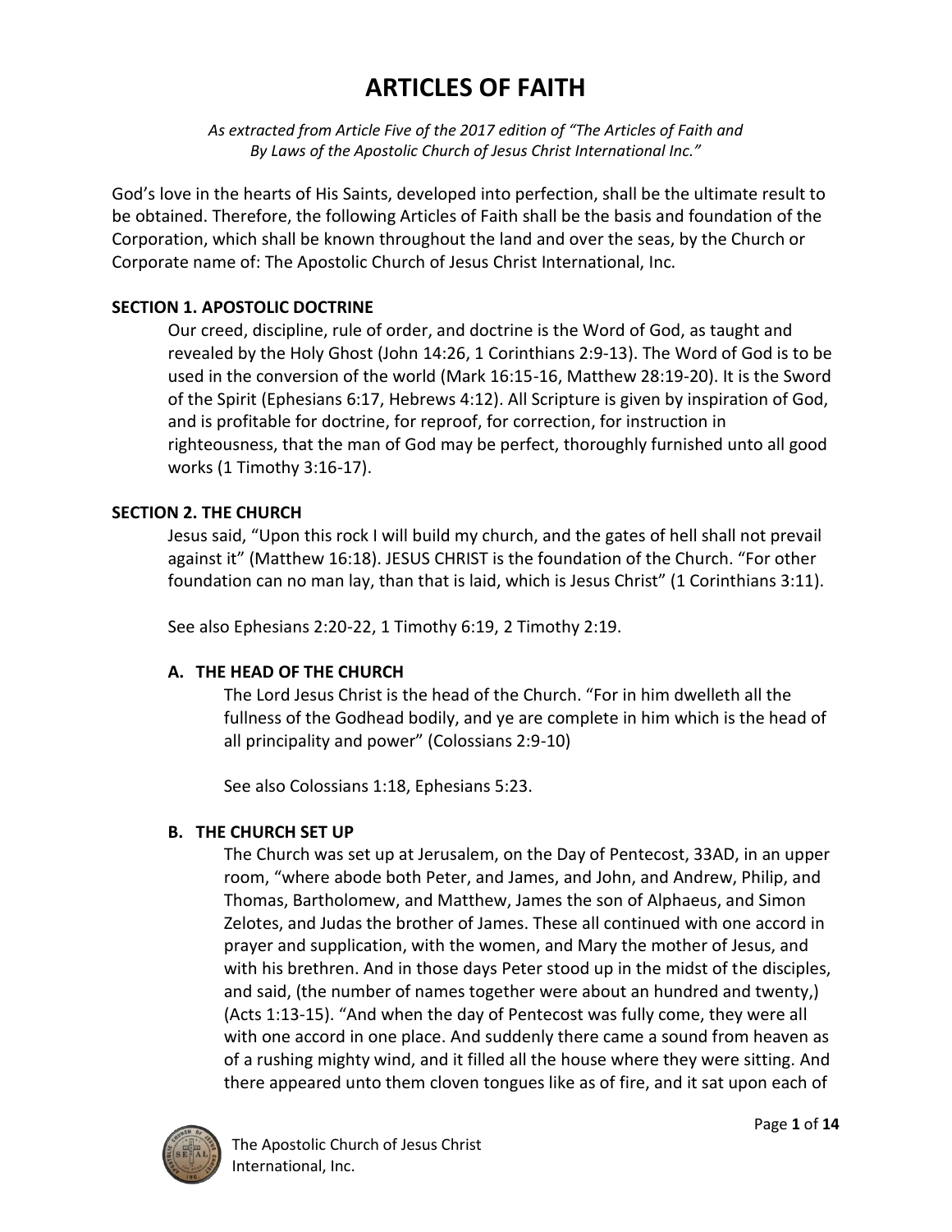# ARTICLES OF FAITH

*As extracted from Article Five of the 2017 edition of "The Articles of Faith and By Laws of the Apostolic Church of Jesus Christ International Inc."*

God's love in the hearts of His Saints, developed into perfection, shall be the ultimate result to be obtained. Therefore, the following Articles of Faith shall be the basis and foundation of the Corporation, which shall be known throughout the land and over the seas, by the Church or Corporate name of: The Apostolic Church of Jesus Christ International, Inc.

## SECTION 1. APOSTOLIC DOCTRINE

Our creed, discipline, rule of order, and doctrine is the Word of God, as taught and revealed by the Holy Ghost (John 14:26, 1 Corinthians 2:9-13). The Word of God is to be used in the conversion of the world (Mark 16:15-16, Matthew 28:19-20). It is the Sword of the Spirit (Ephesians 6:17, Hebrews 4:12). All Scripture is given by inspiration of God, and is profitable for doctrine, for reproof, for correction, for instruction in righteousness, that the man of God may be perfect, thoroughly furnished unto all good works (1 Timothy 3:16-17).

## SECTION 2. THE CHURCH

Jesus said, "Upon this rock I will build my church, and the gates of hell shall not prevail against it" (Matthew 16:18). JESUS CHRIST is the foundation of the Church. "For other foundation can no man lay, than that is laid, which is Jesus Christ" (1 Corinthians 3:11).

See also Ephesians 2:20-22, 1 Timothy 6:19, 2 Timothy 2:19.

### A. THE HEAD OF THE CHURCH

The Lord Jesus Christ is the head of the Church. "For in him dwelleth all the fullness of the Godhead bodily, and ye are complete in him which is the head of all principality and power" (Colossians 2:9-10)

See also Colossians 1:18, Ephesians 5:23.

### B. THE CHURCH SET UP

The Church was set up at Jerusalem, on the Day of Pentecost, 33AD, in an upper room, "where abode both Peter, and James, and John, and Andrew, Philip, and Thomas, Bartholomew, and Matthew, James the son of Alphaeus, and Simon Zelotes, and Judas the brother of James. These all continued with one accord in prayer and supplication, with the women, and Mary the mother of Jesus, and with his brethren. And in those days Peter stood up in the midst of the disciples, and said, (the number of names together were about an hundred and twenty,) (Acts 1:13-15). "And when the day of Pentecost was fully come, they were all with one accord in one place. And suddenly there came a sound from heaven as of a rushing mighty wind, and it filled all the house where they were sitting. And there appeared unto them cloven tongues like as of fire, and it sat upon each of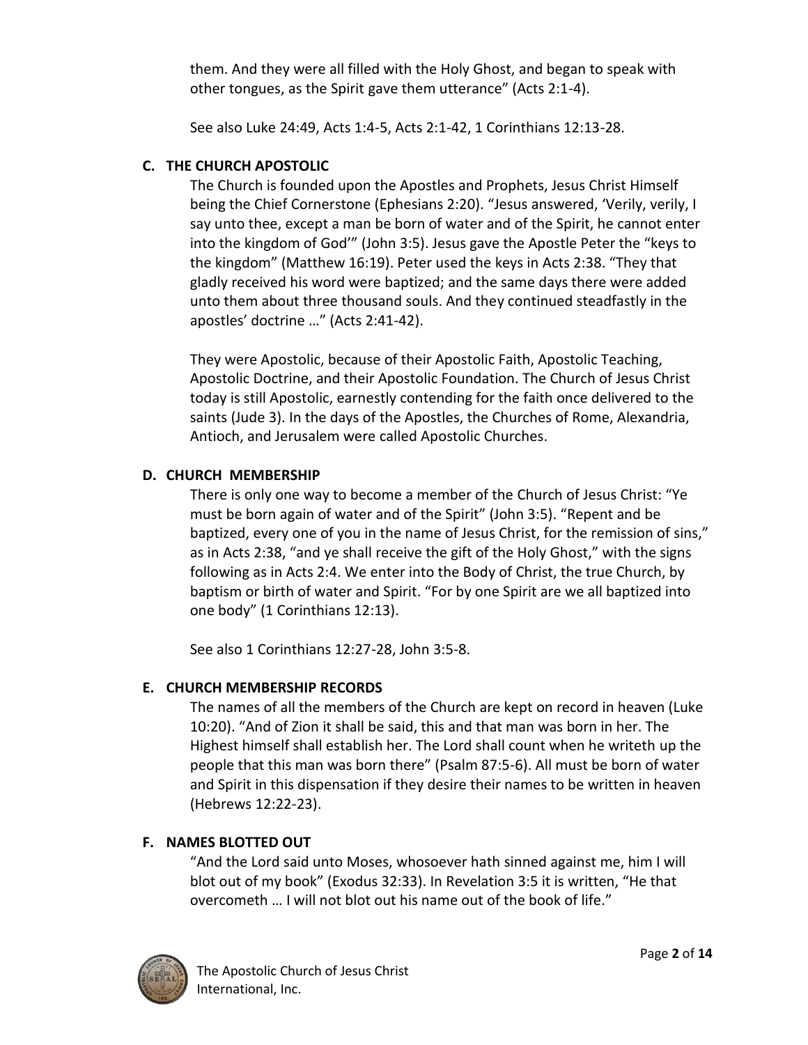them. And they were all filled with the Holy Ghost, and began to speak with other tongues, as the Spirit gave them utterance" (Acts 2:1-4).

See also Luke 24:49, Acts 1:4-5, Acts 2:1-42, 1 Corinthians 12:13-28.

### C. THE CHURCH APOSTOLIC

The Church is founded upon the Apostles and Prophets, Jesus Christ Himself being the Chief Cornerstone (Ephesians 2:20). "Jesus answered, 'Verily, verily, I say unto thee, except a man be born of water and of the Spirit, he cannot enter into the kingdom of God'" (John 3:5). Jesus gave the Apostle Peter the "keys to the kingdom" (Matthew 16:19). Peter used the keys in Acts 2:38. "They that gladly received his word were baptized; and the same days there were added unto them about three thousand souls. And they continued steadfastly in the apostles' doctrine …" (Acts 2:41-42).

They were Apostolic, because of their Apostolic Faith, Apostolic Teaching, Apostolic Doctrine, and their Apostolic Foundation. The Church of Jesus Christ today is still Apostolic, earnestly contending for the faith once delivered to the saints (Jude 3). In the days of the Apostles, the Churches of Rome, Alexandria, Antioch, and Jerusalem were called Apostolic Churches.

### D. CHURCH MEMBERSHIP

There is only one way to become a member of the Church of Jesus Christ: "Ye must be born again of water and of the Spirit" (John 3:5). "Repent and be baptized, every one of you in the name of Jesus Christ, for the remission of sins," as in Acts 2:38, "and ye shall receive the gift of the Holy Ghost," with the signs following as in Acts 2:4. We enter into the Body of Christ, the true Church, by baptism or birth of water and Spirit. "For by one Spirit are we all baptized into one body" (1 Corinthians 12:13).

See also 1 Corinthians 12:27-28, John 3:5-8.

### E. CHURCH MEMBERSHIP RECORDS

The names of all the members of the Church are kept on record in heaven (Luke 10:20). "And of Zion it shall be said, this and that man was born in her. The Highest himself shall establish her. The Lord shall count when he writeth up the people that this man was born there" (Psalm 87:5-6). All must be born of water and Spirit in this dispensation if they desire their names to be written in heaven (Hebrews 12:22-23).

### F. NAMES BLOTTED OUT

"And the Lord said unto Moses, whosoever hath sinned against me, him I will blot out of my book" (Exodus 32:33). In Revelation 3:5 it is written, "He that overcometh … I will not blot out his name out of the book of life."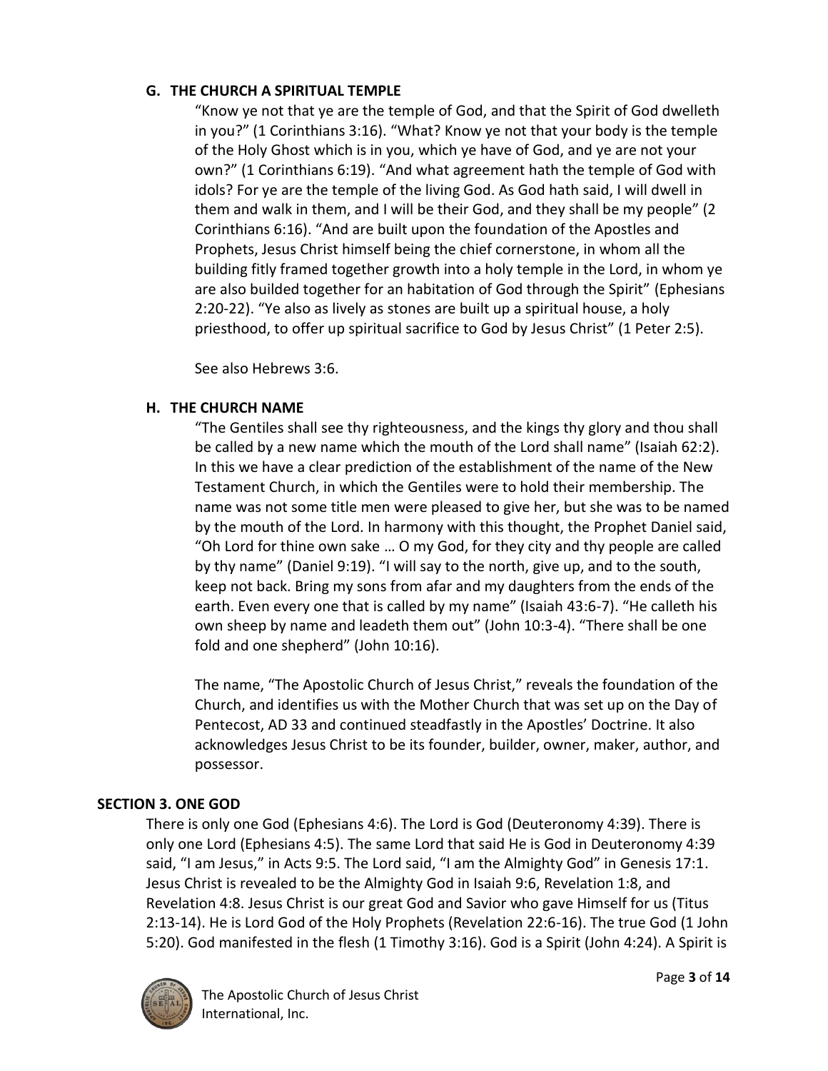### G. THE CHURCH A SPIRITUAL TEMPLE

"Know ye not that ye are the temple of God, and that the Spirit of God dwelleth in you?" (1 Corinthians 3:16). "What? Know ye not that your body is the temple of the Holy Ghost which is in you, which ye have of God, and ye are not your own?" (1 Corinthians 6:19). "And what agreement hath the temple of God with idols? For ye are the temple of the living God. As God hath said, I will dwell in them and walk in them, and I will be their God, and they shall be my people" (2 Corinthians 6:16). "And are built upon the foundation of the Apostles and Prophets, Jesus Christ himself being the chief cornerstone, in whom all the building fitly framed together growth into a holy temple in the Lord, in whom ye are also builded together for an habitation of God through the Spirit" (Ephesians 2:20-22). "Ye also as lively as stones are built up a spiritual house, a holy priesthood, to offer up spiritual sacrifice to God by Jesus Christ" (1 Peter 2:5).

See also Hebrews 3:6.

### H. THE CHURCH NAME

"The Gentiles shall see thy righteousness, and the kings thy glory and thou shall be called by a new name which the mouth of the Lord shall name" (Isaiah 62:2). In this we have a clear prediction of the establishment of the name of the New Testament Church, in which the Gentiles were to hold their membership. The name was not some title men were pleased to give her, but she was to be named by the mouth of the Lord. In harmony with this thought, the Prophet Daniel said, "Oh Lord for thine own sake … O my God, for they city and thy people are called by thy name" (Daniel 9:19). "I will say to the north, give up, and to the south, keep not back. Bring my sons from afar and my daughters from the ends of the earth. Even every one that is called by my name" (Isaiah 43:6-7). "He calleth his own sheep by name and leadeth them out" (John 10:3-4). "There shall be one fold and one shepherd" (John 10:16).

The name, "The Apostolic Church of Jesus Christ," reveals the foundation of the Church, and identifies us with the Mother Church that was set up on the Day of Pentecost, AD 33 and continued steadfastly in the Apostles' Doctrine. It also acknowledges Jesus Christ to be its founder, builder, owner, maker, author, and possessor.

## SECTION 3. ONE GOD

There is only one God (Ephesians 4:6). The Lord is God (Deuteronomy 4:39). There is only one Lord (Ephesians 4:5). The same Lord that said He is God in Deuteronomy 4:39 said, "I am Jesus," in Acts 9:5. The Lord said, "I am the Almighty God" in Genesis 17:1. Jesus Christ is revealed to be the Almighty God in Isaiah 9:6, Revelation 1:8, and Revelation 4:8. Jesus Christ is our great God and Savior who gave Himself for us (Titus 2:13-14). He is Lord God of the Holy Prophets (Revelation 22:6-16). The true God (1 John 5:20). God manifested in the flesh (1 Timothy 3:16). God is a Spirit (John 4:24). A Spirit is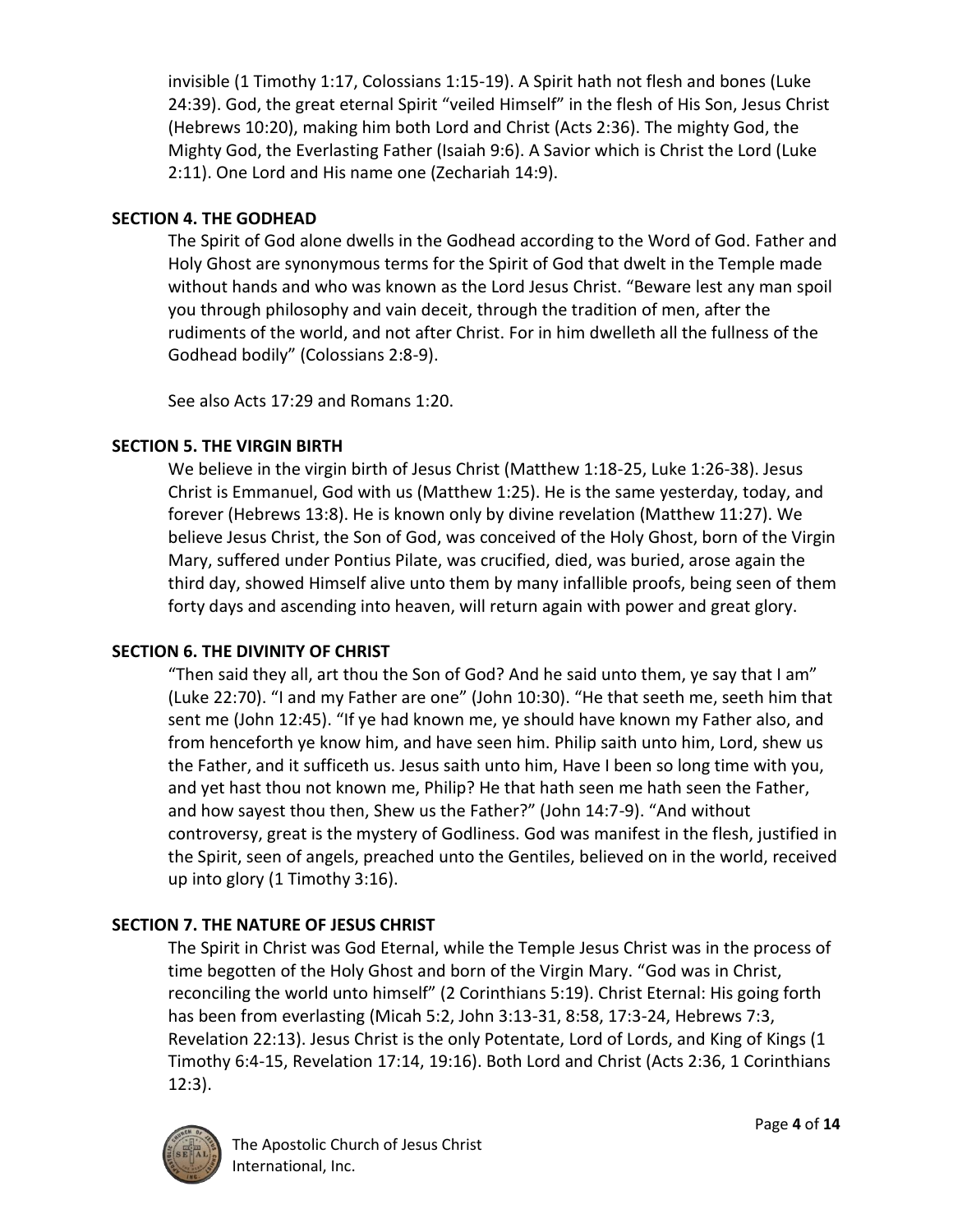invisible (1 Timothy 1:17, Colossians 1:15-19). A Spirit hath not flesh and bones (Luke 24:39). God, the great eternal Spirit "veiled Himself" in the flesh of His Son, Jesus Christ (Hebrews 10:20), making him both Lord and Christ (Acts 2:36). The mighty God, the Mighty God, the Everlasting Father (Isaiah 9:6). A Savior which is Christ the Lord (Luke 2:11). One Lord and His name one (Zechariah 14:9).

**SECTION 4. THE GODHEAD**

The Spirit of God alone dwells in the Godhead according to the Word of God. Father and Holy Ghost are synonymous terms for the Spirit of God that dwelt in the Temple made without hands and who was known as the Lord Jesus Christ. "Beware lest any man spoil you through philosophy and vain deceit, through the tradition of men, after the rudiments of the world, and not after Christ. For in him dwelleth all the fullness of the Godhead bodily" (Colossians 2:8-9).

See also Acts 17:29 and Romans 1:20.

**SECTION 5. THE VIRGIN BIRTH**

We believe in the virgin birth of Jesus Christ (Matthew 1:18-25, Luke 1:26-38). Jesus Christ is Emmanuel, God with us (Matthew 1:25). He is the same yesterday, today, and forever (Hebrews 13:8). He is known only by divine revelation (Matthew 11:27). We believe Jesus Christ, the Son of God, was conceived of the Holy Ghost, born of the Virgin Mary, suffered under Pontius Pilate, was crucified, died, was buried, arose again the third day, showed Himself alive unto them by many infallible proofs, being seen of them forty days and ascending into heaven, will return again with power and great glory.

**SECTION 6. THE DIVINITY OF CHRIST**

"Then said they all, art thou the Son of God? And he said unto them, ye say that I am" (Luke 22:70). "I and my Father are one" (John 10:30). "He that seeth me, seeth him that sent me (John 12:45). "If ye had known me, ye should have known my Father also, and from henceforth ye know him, and have seen him. Philip saith unto him, Lord, shew us the Father, and it sufficeth us. Jesus saith unto him, Have I been so long time with you, and yet hast thou not known me, Philip? He that hath seen me hath seen the Father, and how sayest thou then, Shew us the Father?" (John 14:7-9). "And without controversy, great is the mystery of Godliness. God was manifest in the flesh, justified in the Spirit, seen of angels, preached unto the Gentiles, believed on in the world, received up into glory (1 Timothy 3:16).

**SECTION 7. THE NATURE OF JESUS CHRIST**

The Spirit in Christ was God Eternal, while the Temple Jesus Christ was in the process of time begotten of the Holy Ghost and born of the Virgin Mary. "God was in Christ, reconciling the world unto himself" (2 Corinthians 5:19). Christ Eternal: His going forth has been from everlasting (Micah 5:2, John 3:13-31, 8:58, 17:3-24, Hebrews 7:3, Revelation 22:13). Jesus Christ is the only Potentate, Lord of Lords, and King of Kings (1 Timothy 6:4-15, Revelation 17:14, 19:16). Both Lord and Christ (Acts 2:36, 1 Corinthians 12:3).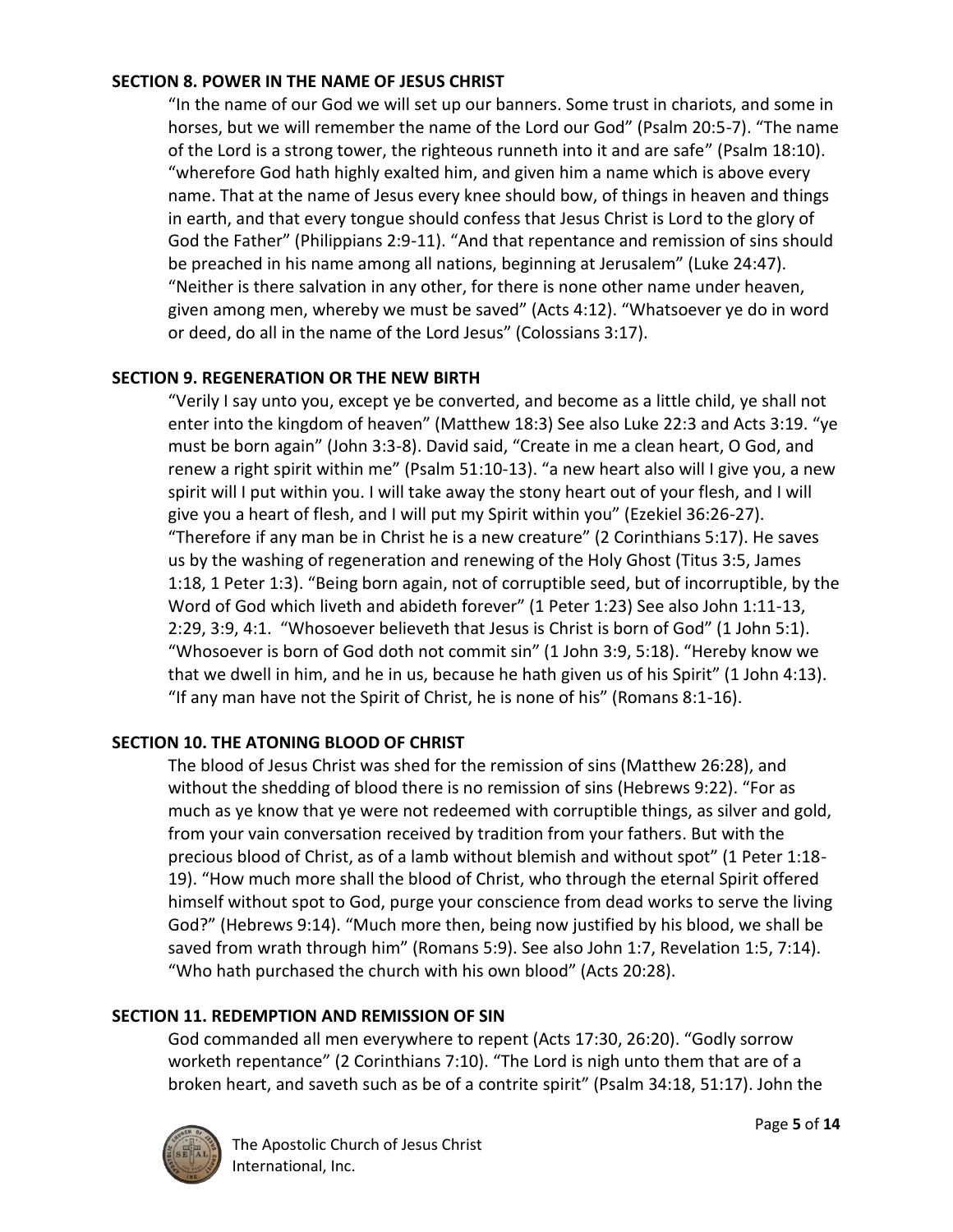## SECTION 8. POWER IN THE NAME OF JESUS CHRIST

"In the name of our God we will set up our banners. Some trust in chariots, and some in horses, but we will remember the name of the Lord our God" (Psalm 20:5-7). "The name of the Lord is a strong tower, the righteous runneth into it and are safe" (Psalm 18:10). "wherefore God hath highly exalted him, and given him a name which is above every name. That at the name of Jesus every knee should bow, of things in heaven and things in earth, and that every tongue should confess that Jesus Christ is Lord to the glory of God the Father" (Philippians 2:9-11). "And that repentance and remission of sins should be preached in his name among all nations, beginning at Jerusalem" (Luke 24:47). "Neither is there salvation in any other, for there is none other name under heaven, given among men, whereby we must be saved" (Acts 4:12). "Whatsoever ye do in word or deed, do all in the name of the Lord Jesus" (Colossians 3:17).

## SECTION 9. REGENERATION OR THE NEW BIRTH

"Verily I say unto you, except ye be converted, and become as a little child, ye shall not enter into the kingdom of heaven" (Matthew 18:3) See also Luke 22:3 and Acts 3:19. "ye must be born again" (John 3:3-8). David said, "Create in me a clean heart, O God, and renew a right spirit within me" (Psalm 51:10-13). "a new heart also will I give you, a new spirit will I put within you. I will take away the stony heart out of your flesh, and I will give you a heart of flesh, and I will put my Spirit within you" (Ezekiel 36:26-27). "Therefore if any man be in Christ he is a new creature" (2 Corinthians 5:17). He saves us by the washing of regeneration and renewing of the Holy Ghost (Titus 3:5, James 1:18, 1 Peter 1:3). "Being born again, not of corruptible seed, but of incorruptible, by the Word of God which liveth and abideth forever" (1 Peter 1:23) See also John 1:11-13, 2:29, 3:9, 4:1. "Whosoever believeth that Jesus is Christ is born of God" (1 John 5:1). "Whosoever is born of God doth not commit sin" (1 John 3:9, 5:18). "Hereby know we that we dwell in him, and he in us, because he hath given us of his Spirit" (1 John 4:13). "If any man have not the Spirit of Christ, he is none of his" (Romans 8:1-16).

## SECTION 10. THE ATONING BLOOD OF CHRIST

The blood of Jesus Christ was shed for the remission of sins (Matthew 26:28), and without the shedding of blood there is no remission of sins (Hebrews 9:22). "For as much as ye know that ye were not redeemed with corruptible things, as silver and gold, from your vain conversation received by tradition from your fathers. But with the precious blood of Christ, as of a lamb without blemish and without spot" (1 Peter 1:18-19). "How much more shall the blood of Christ, who through the eternal Spirit offered himself without spot to God, purge your conscience from dead works to serve the living God?" (Hebrews 9:14). "Much more then, being now justified by his blood, we shall be saved from wrath through him" (Romans 5:9). See also John 1:7, Revelation 1:5, 7:14). "Who hath purchased the church with his own blood" (Acts 20:28).

## SECTION 11. REDEMPTION AND REMISSION OF SIN

God commanded all men everywhere to repent (Acts 17:30, 26:20). "Godly sorrow worketh repentance" (2 Corinthians 7:10). "The Lord is nigh unto them that are of a broken heart, and saveth such as be of a contrite spirit" (Psalm 34:18, 51:17). John the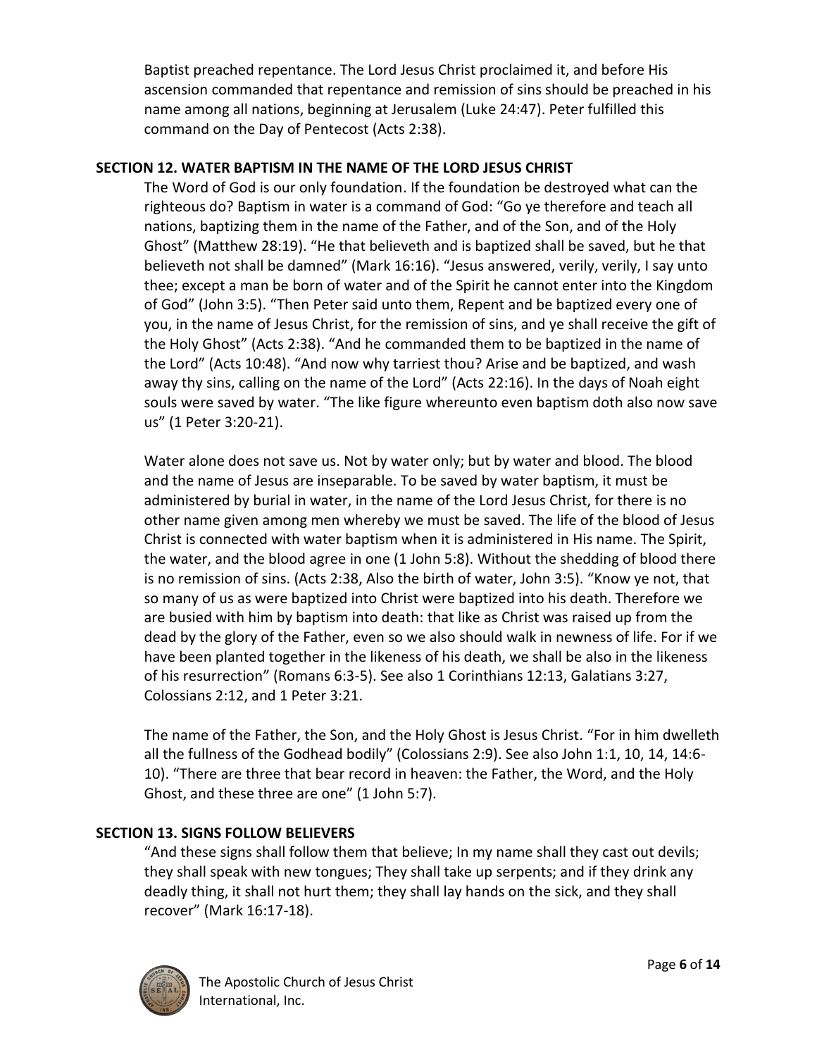Baptist preached repentance. The Lord Jesus Christ proclaimed it, and before His ascension commanded that repentance and remission of sins should be preached in his name among all nations, beginning at Jerusalem (Luke 24:47). Peter fulfilled this command on the Day of Pentecost (Acts 2:38).

## SECTION 12. WATER BAPTISM IN THE NAME OF THE LORD JESUS CHRIST

The Word of God is our only foundation. If the foundation be destroyed what can the righteous do? Baptism in water is a command of God: "Go ye therefore and teach all nations, baptizing them in the name of the Father, and of the Son, and of the Holy Ghost" (Matthew 28:19). "He that believeth and is baptized shall be saved, but he that believeth not shall be damned" (Mark 16:16). "Jesus answered, verily, verily, I say unto thee; except a man be born of water and of the Spirit he cannot enter into the Kingdom of God" (John 3:5). "Then Peter said unto them, Repent and be baptized every one of you, in the name of Jesus Christ, for the remission of sins, and ye shall receive the gift of the Holy Ghost" (Acts 2:38). "And he commanded them to be baptized in the name of the Lord" (Acts 10:48). "And now why tarriest thou? Arise and be baptized, and wash away thy sins, calling on the name of the Lord" (Acts 22:16). In the days of Noah eight souls were saved by water. "The like figure whereunto even baptism doth also now save us" (1 Peter 3:20-21).

Water alone does not save us. Not by water only; but by water and blood. The blood and the name of Jesus are inseparable. To be saved by water baptism, it must be administered by burial in water, in the name of the Lord Jesus Christ, for there is no other name given among men whereby we must be saved. The life of the blood of Jesus Christ is connected with water baptism when it is administered in His name. The Spirit, the water, and the blood agree in one (1 John 5:8). Without the shedding of blood there is no remission of sins. (Acts 2:38, Also the birth of water, John 3:5). "Know ye not, that so many of us as were baptized into Christ were baptized into his death. Therefore we are busied with him by baptism into death: that like as Christ was raised up from the dead by the glory of the Father, even so we also should walk in newness of life. For if we have been planted together in the likeness of his death, we shall be also in the likeness of his resurrection" (Romans 6:3-5). See also 1 Corinthians 12:13, Galatians 3:27, Colossians 2:12, and 1 Peter 3:21.

The name of the Father, the Son, and the Holy Ghost is Jesus Christ. "For in him dwelleth all the fullness of the Godhead bodily" (Colossians 2:9). See also John 1:1, 10, 14, 14:6-10). "There are three that bear record in heaven: the Father, the Word, and the Holy Ghost, and these three are one" (1 John 5:7).

## SECTION 13. SIGNS FOLLOW BELIEVERS

"And these signs shall follow them that believe; In my name shall they cast out devils; they shall speak with new tongues; They shall take up serpents; and if they drink any deadly thing, it shall not hurt them; they shall lay hands on the sick, and they shall recover" (Mark 16:17-18).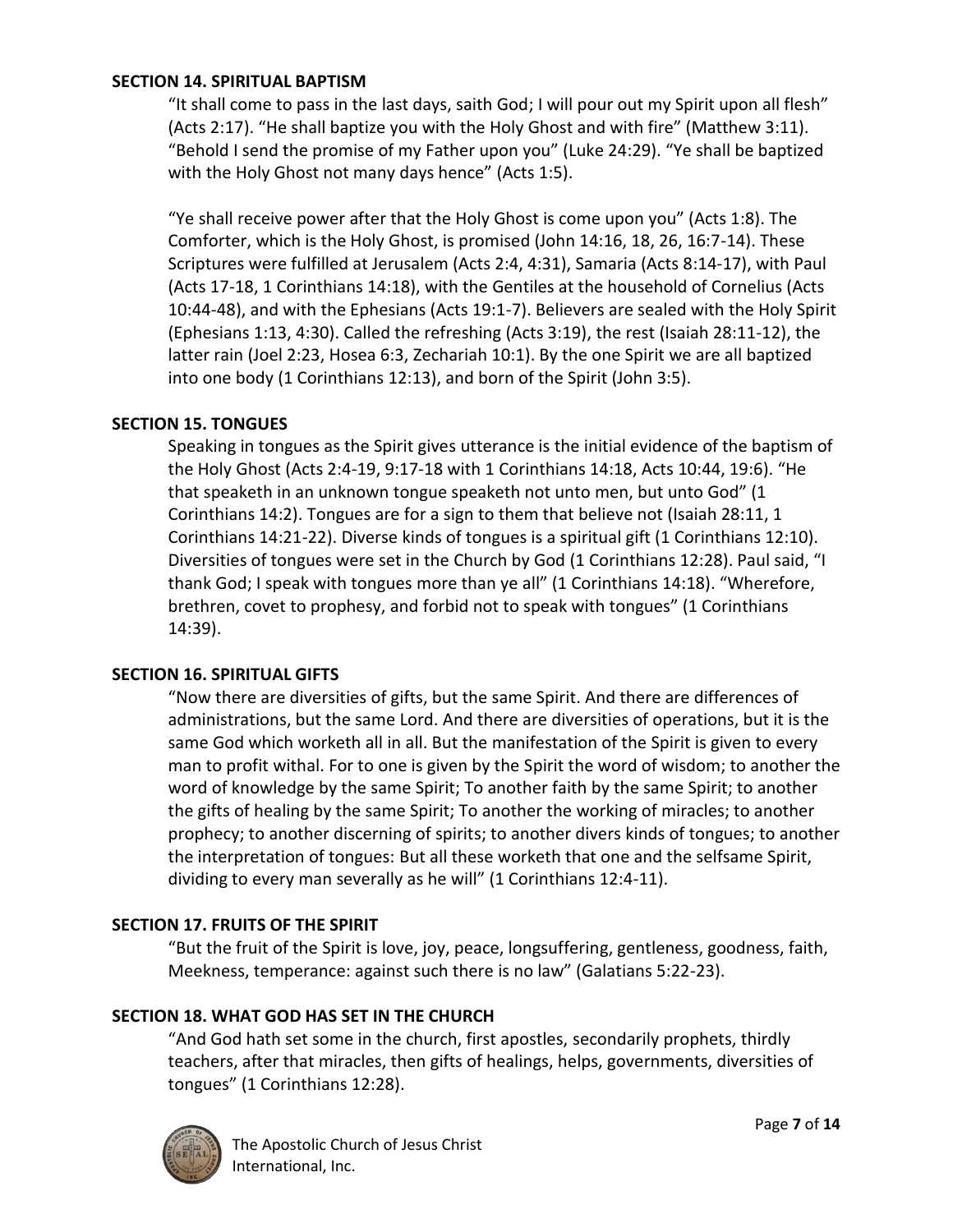**SECTION 14. SPIRITUAL BAPTISM**

"It shall come to pass in the last days, saith God; I will pour out my Spirit upon all flesh" (Acts 2:17). "He shall baptize you with the Holy Ghost and with fire" (Matthew 3:11). "Behold I send the promise of my Father upon you" (Luke 24:29). "Ye shall be baptized with the Holy Ghost not many days hence" (Acts 1:5).

"Ye shall receive power after that the Holy Ghost is come upon you" (Acts 1:8). The Comforter, which is the Holy Ghost, is promised (John 14:16, 18, 26, 16:7-14). These Scriptures were fulfilled at Jerusalem (Acts 2:4, 4:31), Samaria (Acts 8:14-17), with Paul (Acts 17-18, 1 Corinthians 14:18), with the Gentiles at the household of Cornelius (Acts 10:44-48), and with the Ephesians (Acts 19:1-7). Believers are sealed with the Holy Spirit (Ephesians 1:13, 4:30). Called the refreshing (Acts 3:19), the rest (Isaiah 28:11-12), the latter rain (Joel 2:23, Hosea 6:3, Zechariah 10:1). By the one Spirit we are all baptized into one body (1 Corinthians 12:13), and born of the Spirit (John 3:5).

**SECTION 15. TONGUES**

Speaking in tongues as the Spirit gives utterance is the initial evidence of the baptism of the Holy Ghost (Acts 2:4-19, 9:17-18 with 1 Corinthians 14:18, Acts 10:44, 19:6). "He that speaketh in an unknown tongue speaketh not unto men, but unto God" (1 Corinthians 14:2). Tongues are for a sign to them that believe not (Isaiah 28:11, 1 Corinthians 14:21-22). Diverse kinds of tongues is a spiritual gift (1 Corinthians 12:10). Diversities of tongues were set in the Church by God (1 Corinthians 12:28). Paul said, "I thank God; I speak with tongues more than ye all" (1 Corinthians 14:18). "Wherefore, brethren, covet to prophesy, and forbid not to speak with tongues" (1 Corinthians 14:39).

**SECTION 16. SPIRITUAL GIFTS**

"Now there are diversities of gifts, but the same Spirit. And there are differences of administrations, but the same Lord. And there are diversities of operations, but it is the same God which worketh all in all. But the manifestation of the Spirit is given to every man to profit withal. For to one is given by the Spirit the word of wisdom; to another the word of knowledge by the same Spirit; To another faith by the same Spirit; to another the gifts of healing by the same Spirit; To another the working of miracles; to another prophecy; to another discerning of spirits; to another divers kinds of tongues; to another the interpretation of tongues: But all these worketh that one and the selfsame Spirit, dividing to every man severally as he will" (1 Corinthians 12:4-11).

**SECTION 17. FRUITS OF THE SPIRIT**

"But the fruit of the Spirit is love, joy, peace, longsuffering, gentleness, goodness, faith, Meekness, temperance: against such there is no law" (Galatians 5:22-23).

**SECTION 18. WHAT GOD HAS SET IN THE CHURCH**

"And God hath set some in the church, first apostles, secondarily prophets, thirdly teachers, after that miracles, then gifts of healings, helps, governments, diversities of tongues" (1 Corinthians 12:28).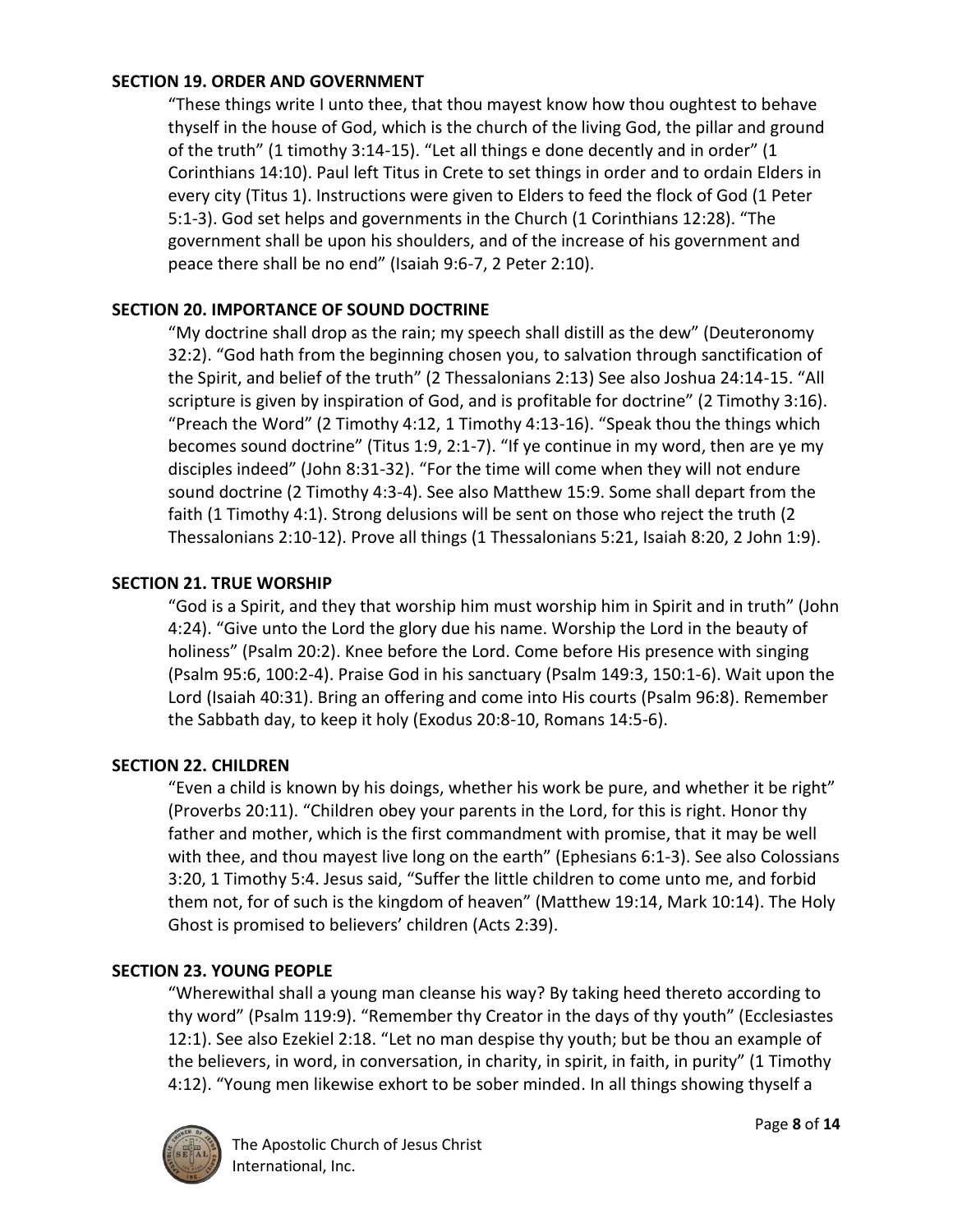**SECTION 19. ORDER AND GOVERNMENT**

"These things write I unto thee, that thou mayest know how thou oughtest to behave thyself in the house of God, which is the church of the living God, the pillar and ground of the truth" (1 timothy 3:14-15). "Let all things e done decently and in order" (1 Corinthians 14:10). Paul left Titus in Crete to set things in order and to ordain Elders in every city (Titus 1). Instructions were given to Elders to feed the flock of God (1 Peter 5:1-3). God set helps and governments in the Church (1 Corinthians 12:28). "The government shall be upon his shoulders, and of the increase of his government and peace there shall be no end" (Isaiah 9:6-7, 2 Peter 2:10).

**SECTION 20. IMPORTANCE OF SOUND DOCTRINE**

"My doctrine shall drop as the rain; my speech shall distill as the dew" (Deuteronomy 32:2). "God hath from the beginning chosen you, to salvation through sanctification of the Spirit, and belief of the truth" (2 Thessalonians 2:13) See also Joshua 24:14-15. "All scripture is given by inspiration of God, and is profitable for doctrine" (2 Timothy 3:16). "Preach the Word" (2 Timothy 4:12, 1 Timothy 4:13-16). "Speak thou the things which becomes sound doctrine" (Titus 1:9, 2:1-7). "If ye continue in my word, then are ye my disciples indeed" (John 8:31-32). "For the time will come when they will not endure sound doctrine (2 Timothy 4:3-4). See also Matthew 15:9. Some shall depart from the faith (1 Timothy 4:1). Strong delusions will be sent on those who reject the truth (2 Thessalonians 2:10-12). Prove all things (1 Thessalonians 5:21, Isaiah 8:20, 2 John 1:9).

**SECTION 21. TRUE WORSHIP**

"God is a Spirit, and they that worship him must worship him in Spirit and in truth" (John 4:24). "Give unto the Lord the glory due his name. Worship the Lord in the beauty of holiness" (Psalm 20:2). Knee before the Lord. Come before His presence with singing (Psalm 95:6, 100:2-4). Praise God in his sanctuary (Psalm 149:3, 150:1-6). Wait upon the Lord (Isaiah 40:31). Bring an offering and come into His courts (Psalm 96:8). Remember the Sabbath day, to keep it holy (Exodus 20:8-10, Romans 14:5-6).

**SECTION 22. CHILDREN**

"Even a child is known by his doings, whether his work be pure, and whether it be right" (Proverbs 20:11). "Children obey your parents in the Lord, for this is right. Honor thy father and mother, which is the first commandment with promise, that it may be well with thee, and thou mayest live long on the earth" (Ephesians 6:1-3). See also Colossians 3:20, 1 Timothy 5:4. Jesus said, "Suffer the little children to come unto me, and forbid them not, for of such is the kingdom of heaven" (Matthew 19:14, Mark 10:14). The Holy Ghost is promised to believers' children (Acts 2:39).

**SECTION 23. YOUNG PEOPLE**

"Wherewithal shall a young man cleanse his way? By taking heed thereto according to thy word" (Psalm 119:9). "Remember thy Creator in the days of thy youth" (Ecclesiastes 12:1). See also Ezekiel 2:18. "Let no man despise thy youth; but be thou an example of the believers, in word, in conversation, in charity, in spirit, in faith, in purity" (1 Timothy 4:12). "Young men likewise exhort to be sober minded. In all things showing thyself a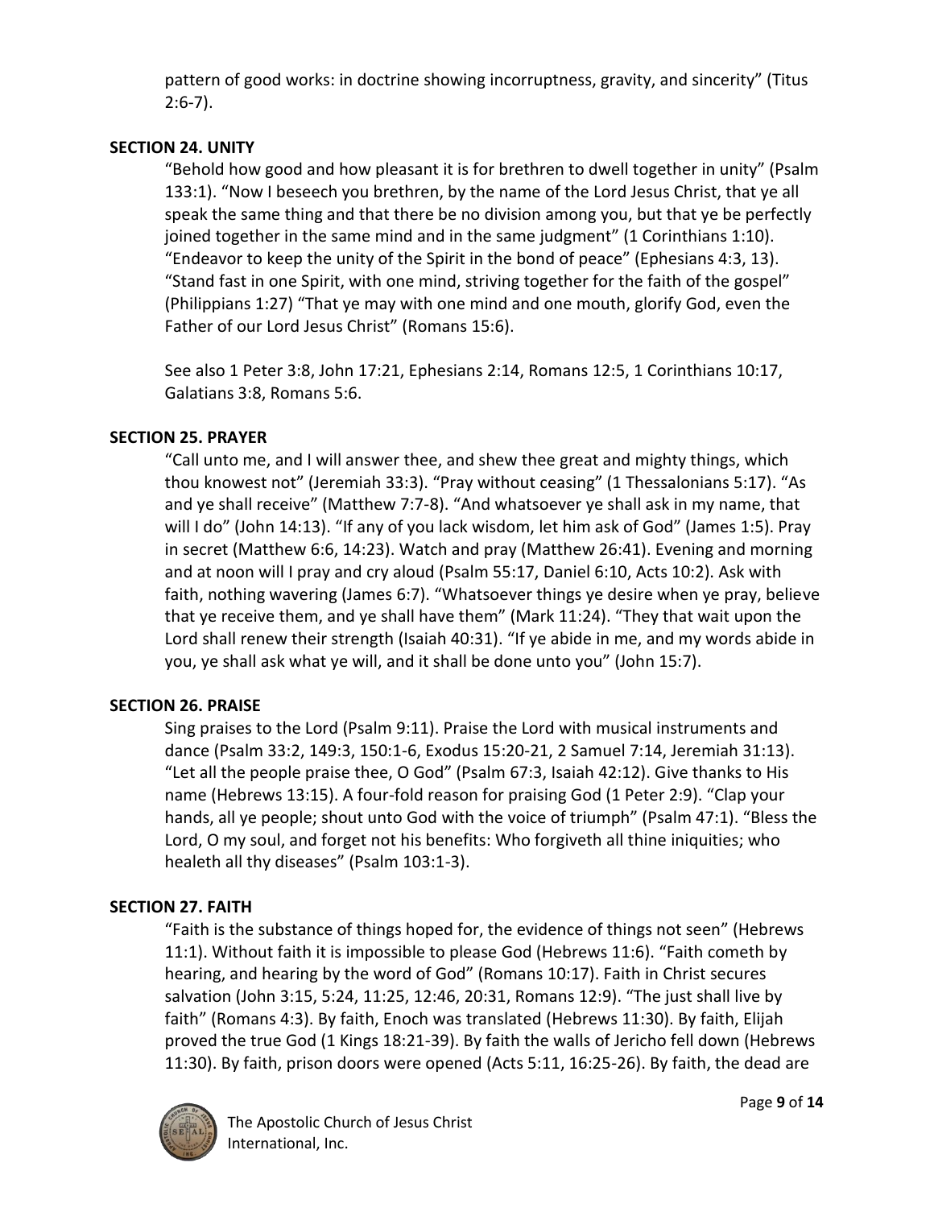pattern of good works: in doctrine showing incorruptness, gravity, and sincerity" (Titus 2:6-7).

**SECTION 24. UNITY**

"Behold how good and how pleasant it is for brethren to dwell together in unity" (Psalm 133:1). "Now I beseech you brethren, by the name of the Lord Jesus Christ, that ye all speak the same thing and that there be no division among you, but that ye be perfectly joined together in the same mind and in the same judgment" (1 Corinthians 1:10). "Endeavor to keep the unity of the Spirit in the bond of peace" (Ephesians 4:3, 13). "Stand fast in one Spirit, with one mind, striving together for the faith of the gospel" (Philippians 1:27) "That ye may with one mind and one mouth, glorify God, even the Father of our Lord Jesus Christ" (Romans 15:6).

See also 1 Peter 3:8, John 17:21, Ephesians 2:14, Romans 12:5, 1 Corinthians 10:17, Galatians 3:8, Romans 5:6.

**SECTION 25. PRAYER**

"Call unto me, and I will answer thee, and shew thee great and mighty things, which thou knowest not" (Jeremiah 33:3). "Pray without ceasing" (1 Thessalonians 5:17). "As and ye shall receive" (Matthew 7:7-8). "And whatsoever ye shall ask in my name, that will I do" (John 14:13). "If any of you lack wisdom, let him ask of God" (James 1:5). Pray in secret (Matthew 6:6, 14:23). Watch and pray (Matthew 26:41). Evening and morning and at noon will I pray and cry aloud (Psalm 55:17, Daniel 6:10, Acts 10:2). Ask with faith, nothing wavering (James 6:7). "Whatsoever things ye desire when ye pray, believe that ye receive them, and ye shall have them" (Mark 11:24). "They that wait upon the Lord shall renew their strength (Isaiah 40:31). "If ye abide in me, and my words abide in you, ye shall ask what ye will, and it shall be done unto you" (John 15:7).

**SECTION 26. PRAISE**

Sing praises to the Lord (Psalm 9:11). Praise the Lord with musical instruments and dance (Psalm 33:2, 149:3, 150:1-6, Exodus 15:20-21, 2 Samuel 7:14, Jeremiah 31:13). "Let all the people praise thee, O God" (Psalm 67:3, Isaiah 42:12). Give thanks to His name (Hebrews 13:15). A four-fold reason for praising God (1 Peter 2:9). "Clap your hands, all ye people; shout unto God with the voice of triumph" (Psalm 47:1). "Bless the Lord, O my soul, and forget not his benefits: Who forgiveth all thine iniquities; who healeth all thy diseases" (Psalm 103:1-3).

**SECTION 27. FAITH**

"Faith is the substance of things hoped for, the evidence of things not seen" (Hebrews 11:1). Without faith it is impossible to please God (Hebrews 11:6). "Faith cometh by hearing, and hearing by the word of God" (Romans 10:17). Faith in Christ secures salvation (John 3:15, 5:24, 11:25, 12:46, 20:31, Romans 12:9). "The just shall live by faith" (Romans 4:3). By faith, Enoch was translated (Hebrews 11:30). By faith, Elijah proved the true God (1 Kings 18:21-39). By faith the walls of Jericho fell down (Hebrews 11:30). By faith, prison doors were opened (Acts 5:11, 16:25-26). By faith, the dead are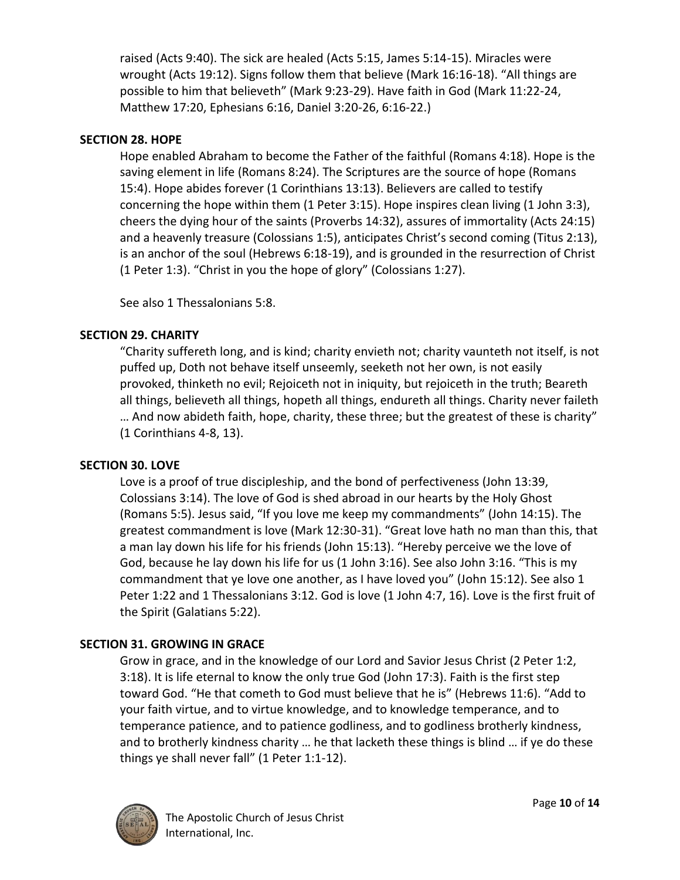raised (Acts 9:40). The sick are healed (Acts 5:15, James 5:14-15). Miracles were wrought (Acts 19:12). Signs follow them that believe (Mark 16:16-18). “All things are possible to him that believeth” (Mark 9:23-29). Have faith in God (Mark 11:22-24, Matthew 17:20, Ephesians 6:16, Daniel 3:20-26, 6:16-22.)

**SECTION 28. HOPE**

Hope enabled Abraham to become the Father of the faithful (Romans 4:18). Hope is the saving element in life (Romans 8:24). The Scriptures are the source of hope (Romans 15:4). Hope abides forever (1 Corinthians 13:13). Believers are called to testify concerning the hope within them (1 Peter 3:15). Hope inspires clean living (1 John 3:3), cheers the dying hour of the saints (Proverbs 14:32), assures of immortality (Acts 24:15) and a heavenly treasure (Colossians 1:5), anticipates Christ’s second coming (Titus 2:13), is an anchor of the soul (Hebrews 6:18-19), and is grounded in the resurrection of Christ (1 Peter 1:3). “Christ in you the hope of glory” (Colossians 1:27).

See also 1 Thessalonians 5:8.

**SECTION 29. CHARITY**

“Charity suffereth long, and is kind; charity envieth not; charity vaunteth not itself, is not puffed up, Doth not behave itself unseemly, seeketh not her own, is not easily provoked, thinketh no evil; Rejoiceth not in iniquity, but rejoiceth in the truth; Beareth all things, believeth all things, hopeth all things, endureth all things. Charity never faileth … And now abideth faith, hope, charity, these three; but the greatest of these is charity” (1 Corinthians 4-8, 13).

**SECTION 30. LOVE**

Love is a proof of true discipleship, and the bond of perfectiveness (John 13:39, Colossians 3:14). The love of God is shed abroad in our hearts by the Holy Ghost (Romans 5:5). Jesus said, “If you love me keep my commandments” (John 14:15). The greatest commandment is love (Mark 12:30-31). “Great love hath no man than this, that a man lay down his life for his friends (John 15:13). “Hereby perceive we the love of God, because he lay down his life for us (1 John 3:16). See also John 3:16. “This is my commandment that ye love one another, as I have loved you” (John 15:12). See also 1 Peter 1:22 and 1 Thessalonians 3:12. God is love (1 John 4:7, 16). Love is the first fruit of the Spirit (Galatians 5:22).

**SECTION 31. GROWING IN GRACE**

Grow in grace, and in the knowledge of our Lord and Savior Jesus Christ (2 Peter 1:2, 3:18). It is life eternal to know the only true God (John 17:3). Faith is the first step toward God. “He that cometh to God must believe that he is” (Hebrews 11:6). “Add to your faith virtue, and to virtue knowledge, and to knowledge temperance, and to temperance patience, and to patience godliness, and to godliness brotherly kindness, and to brotherly kindness charity … he that lacketh these things is blind … if ye do these things ye shall never fall” (1 Peter 1:1-12).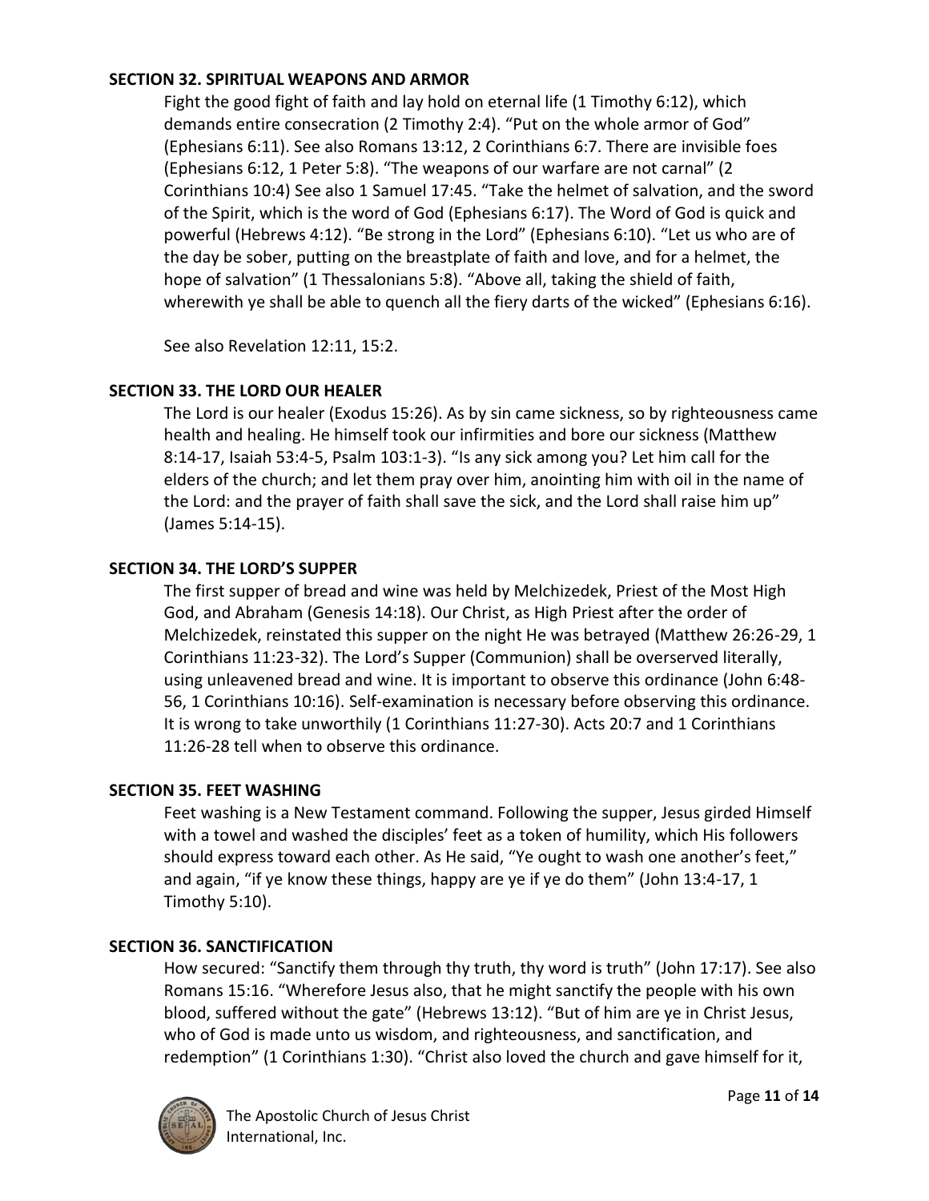**SECTION 32. SPIRITUAL WEAPONS AND ARMOR**

Fight the good fight of faith and lay hold on eternal life (1 Timothy 6:12), which demands entire consecration (2 Timothy 2:4). "Put on the whole armor of God" (Ephesians 6:11). See also Romans 13:12, 2 Corinthians 6:7. There are invisible foes (Ephesians 6:12, 1 Peter 5:8). "The weapons of our warfare are not carnal" (2 Corinthians 10:4) See also 1 Samuel 17:45. "Take the helmet of salvation, and the sword of the Spirit, which is the word of God (Ephesians 6:17). The Word of God is quick and powerful (Hebrews 4:12). "Be strong in the Lord" (Ephesians 6:10). "Let us who are of the day be sober, putting on the breastplate of faith and love, and for a helmet, the hope of salvation" (1 Thessalonians 5:8). "Above all, taking the shield of faith, wherewith ye shall be able to quench all the fiery darts of the wicked" (Ephesians 6:16).

See also Revelation 12:11, 15:2.

**SECTION 33. THE LORD OUR HEALER**

The Lord is our healer (Exodus 15:26). As by sin came sickness, so by righteousness came health and healing. He himself took our infirmities and bore our sickness (Matthew 8:14-17, Isaiah 53:4-5, Psalm 103:1-3). "Is any sick among you? Let him call for the elders of the church; and let them pray over him, anointing him with oil in the name of the Lord: and the prayer of faith shall save the sick, and the Lord shall raise him up" (James 5:14-15).

**SECTION 34. THE LORD'S SUPPER**

The first supper of bread and wine was held by Melchizedek, Priest of the Most High God, and Abraham (Genesis 14:18). Our Christ, as High Priest after the order of Melchizedek, reinstated this supper on the night He was betrayed (Matthew 26:26-29, 1 Corinthians 11:23-32). The Lord's Supper (Communion) shall be overserved literally, using unleavened bread and wine. It is important to observe this ordinance (John 6:48-56, 1 Corinthians 10:16). Self-examination is necessary before observing this ordinance. It is wrong to take unworthily (1 Corinthians 11:27-30). Acts 20:7 and 1 Corinthians 11:26-28 tell when to observe this ordinance.

**SECTION 35. FEET WASHING**

Feet washing is a New Testament command. Following the supper, Jesus girded Himself with a towel and washed the disciples' feet as a token of humility, which His followers should express toward each other. As He said, "Ye ought to wash one another's feet," and again, "if ye know these things, happy are ye if ye do them" (John 13:4-17, 1 Timothy 5:10).

**SECTION 36. SANCTIFICATION**

How secured: "Sanctify them through thy truth, thy word is truth" (John 17:17). See also Romans 15:16. "Wherefore Jesus also, that he might sanctify the people with his own blood, suffered without the gate" (Hebrews 13:12). "But of him are ye in Christ Jesus, who of God is made unto us wisdom, and righteousness, and sanctification, and redemption" (1 Corinthians 1:30). "Christ also loved the church and gave himself for it,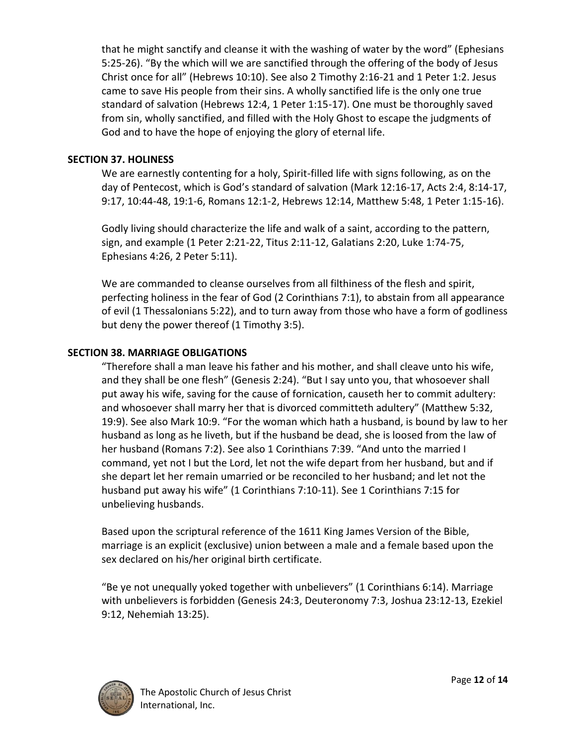that he might sanctify and cleanse it with the washing of water by the word" (Ephesians 5:25-26). "By the which will we are sanctified through the offering of the body of Jesus Christ once for all" (Hebrews 10:10). See also 2 Timothy 2:16-21 and 1 Peter 1:2. Jesus came to save His people from their sins. A wholly sanctified life is the only one true standard of salvation (Hebrews 12:4, 1 Peter 1:15-17). One must be thoroughly saved from sin, wholly sanctified, and filled with the Holy Ghost to escape the judgments of God and to have the hope of enjoying the glory of eternal life.

**SECTION 37. HOLINESS**

We are earnestly contenting for a holy, Spirit-filled life with signs following, as on the day of Pentecost, which is God's standard of salvation (Mark 12:16-17, Acts 2:4, 8:14-17, 9:17, 10:44-48, 19:1-6, Romans 12:1-2, Hebrews 12:14, Matthew 5:48, 1 Peter 1:15-16).

Godly living should characterize the life and walk of a saint, according to the pattern, sign, and example (1 Peter 2:21-22, Titus 2:11-12, Galatians 2:20, Luke 1:74-75, Ephesians 4:26, 2 Peter 5:11).

We are commanded to cleanse ourselves from all filthiness of the flesh and spirit, perfecting holiness in the fear of God (2 Corinthians 7:1), to abstain from all appearance of evil (1 Thessalonians 5:22), and to turn away from those who have a form of godliness but deny the power thereof (1 Timothy 3:5).

**SECTION 38. MARRIAGE OBLIGATIONS**

"Therefore shall a man leave his father and his mother, and shall cleave unto his wife, and they shall be one flesh" (Genesis 2:24). "But I say unto you, that whosoever shall put away his wife, saving for the cause of fornication, causeth her to commit adultery: and whosoever shall marry her that is divorced committeth adultery" (Matthew 5:32, 19:9). See also Mark 10:9. "For the woman which hath a husband, is bound by law to her husband as long as he liveth, but if the husband be dead, she is loosed from the law of her husband (Romans 7:2). See also 1 Corinthians 7:39. "And unto the married I command, yet not I but the Lord, let not the wife depart from her husband, but and if she depart let her remain umarried or be reconciled to her husband; and let not the husband put away his wife" (1 Corinthians 7:10-11). See 1 Corinthians 7:15 for unbelieving husbands.

Based upon the scriptural reference of the 1611 King James Version of the Bible, marriage is an explicit (exclusive) union between a male and a female based upon the sex declared on his/her original birth certificate.

"Be ye not unequally yoked together with unbelievers" (1 Corinthians 6:14). Marriage with unbelievers is forbidden (Genesis 24:3, Deuteronomy 7:3, Joshua 23:12-13, Ezekiel 9:12, Nehemiah 13:25).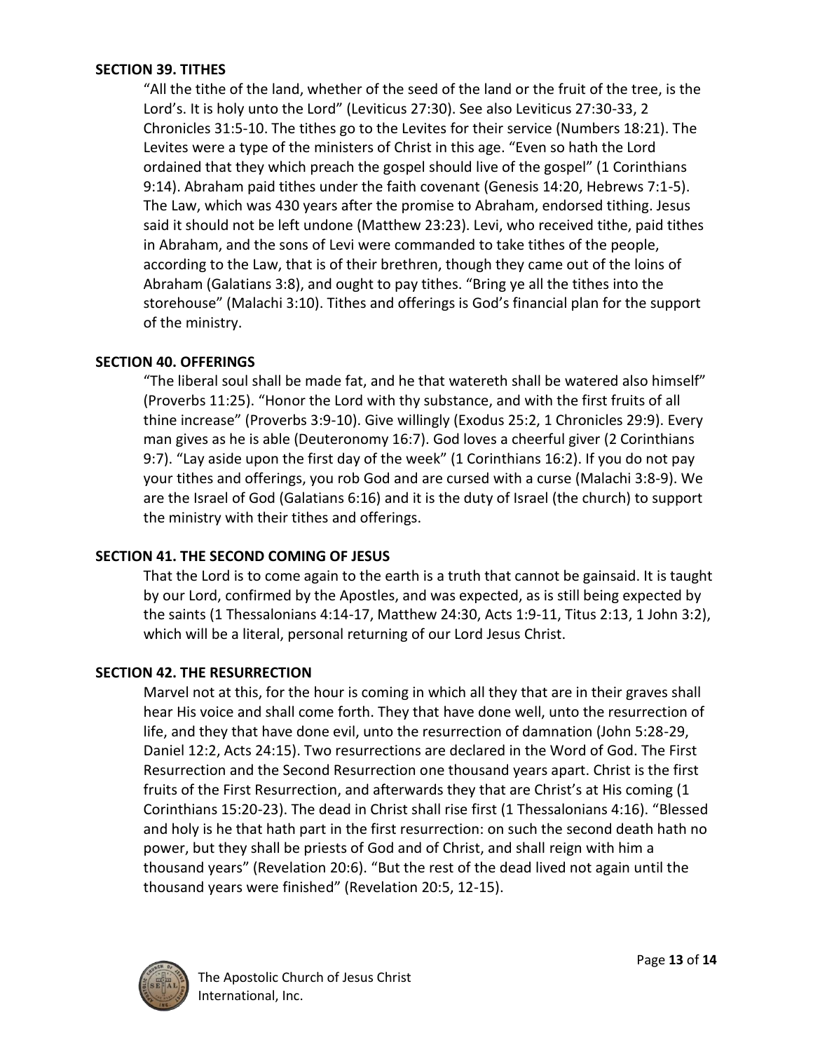**SECTION 39. TITHES**

"All the tithe of the land, whether of the seed of the land or the fruit of the tree, is the Lord's. It is holy unto the Lord" (Leviticus 27:30). See also Leviticus 27:30-33, 2 Chronicles 31:5-10. The tithes go to the Levites for their service (Numbers 18:21). The Levites were a type of the ministers of Christ in this age. "Even so hath the Lord ordained that they which preach the gospel should live of the gospel" (1 Corinthians 9:14). Abraham paid tithes under the faith covenant (Genesis 14:20, Hebrews 7:1-5). The Law, which was 430 years after the promise to Abraham, endorsed tithing. Jesus said it should not be left undone (Matthew 23:23). Levi, who received tithe, paid tithes in Abraham, and the sons of Levi were commanded to take tithes of the people, according to the Law, that is of their brethren, though they came out of the loins of Abraham (Galatians 3:8), and ought to pay tithes. "Bring ye all the tithes into the storehouse" (Malachi 3:10). Tithes and offerings is God's financial plan for the support of the ministry.

**SECTION 40. OFFERINGS**

"The liberal soul shall be made fat, and he that watereth shall be watered also himself" (Proverbs 11:25). "Honor the Lord with thy substance, and with the first fruits of all thine increase" (Proverbs 3:9-10). Give willingly (Exodus 25:2, 1 Chronicles 29:9). Every man gives as he is able (Deuteronomy 16:7). God loves a cheerful giver (2 Corinthians 9:7). "Lay aside upon the first day of the week" (1 Corinthians 16:2). If you do not pay your tithes and offerings, you rob God and are cursed with a curse (Malachi 3:8-9). We are the Israel of God (Galatians 6:16) and it is the duty of Israel (the church) to support the ministry with their tithes and offerings.

**SECTION 41. THE SECOND COMING OF JESUS**

That the Lord is to come again to the earth is a truth that cannot be gainsaid. It is taught by our Lord, confirmed by the Apostles, and was expected, as is still being expected by the saints (1 Thessalonians 4:14-17, Matthew 24:30, Acts 1:9-11, Titus 2:13, 1 John 3:2), which will be a literal, personal returning of our Lord Jesus Christ.

**SECTION 42. THE RESURRECTION**

Marvel not at this, for the hour is coming in which all they that are in their graves shall hear His voice and shall come forth. They that have done well, unto the resurrection of life, and they that have done evil, unto the resurrection of damnation (John 5:28-29, Daniel 12:2, Acts 24:15). Two resurrections are declared in the Word of God. The First Resurrection and the Second Resurrection one thousand years apart. Christ is the first fruits of the First Resurrection, and afterwards they that are Christ's at His coming (1 Corinthians 15:20-23). The dead in Christ shall rise first (1 Thessalonians 4:16). "Blessed and holy is he that hath part in the first resurrection: on such the second death hath no power, but they shall be priests of God and of Christ, and shall reign with him a thousand years" (Revelation 20:6). "But the rest of the dead lived not again until the thousand years were finished" (Revelation 20:5, 12-15).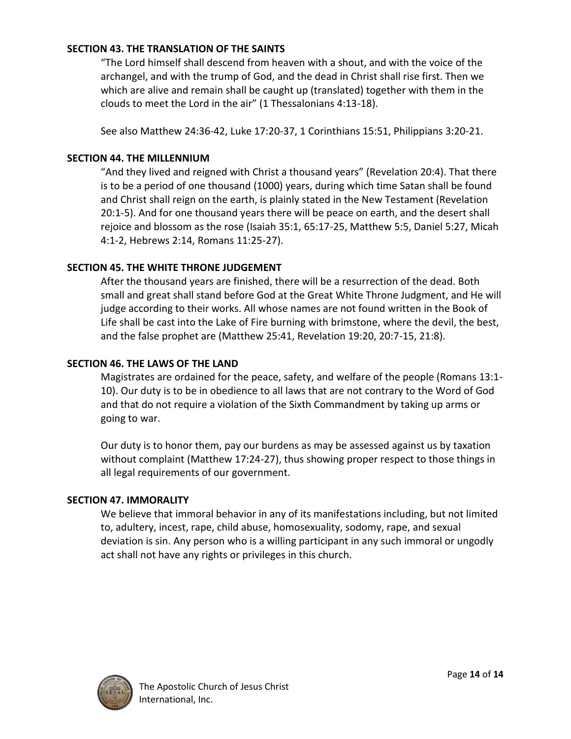**SECTION 43. THE TRANSLATION OF THE SAINTS**

"The Lord himself shall descend from heaven with a shout, and with the voice of the archangel, and with the trump of God, and the dead in Christ shall rise first. Then we which are alive and remain shall be caught up (translated) together with them in the clouds to meet the Lord in the air" (1 Thessalonians 4:13-18).

See also Matthew 24:36-42, Luke 17:20-37, 1 Corinthians 15:51, Philippians 3:20-21.

**SECTION 44. THE MILLENNIUM**

"And they lived and reigned with Christ a thousand years" (Revelation 20:4). That there is to be a period of one thousand (1000) years, during which time Satan shall be found and Christ shall reign on the earth, is plainly stated in the New Testament (Revelation 20:1-5). And for one thousand years there will be peace on earth, and the desert shall rejoice and blossom as the rose (Isaiah 35:1, 65:17-25, Matthew 5:5, Daniel 5:27, Micah 4:1-2, Hebrews 2:14, Romans 11:25-27).

**SECTION 45. THE WHITE THRONE JUDGEMENT**

After the thousand years are finished, there will be a resurrection of the dead. Both small and great shall stand before God at the Great White Throne Judgment, and He will judge according to their works. All whose names are not found written in the Book of Life shall be cast into the Lake of Fire burning with brimstone, where the devil, the best, and the false prophet are (Matthew 25:41, Revelation 19:20, 20:7-15, 21:8).

**SECTION 46. THE LAWS OF THE LAND**

Magistrates are ordained for the peace, safety, and welfare of the people (Romans 13:1-10). Our duty is to be in obedience to all laws that are not contrary to the Word of God and that do not require a violation of the Sixth Commandment by taking up arms or going to war.

Our duty is to honor them, pay our burdens as may be assessed against us by taxation without complaint (Matthew 17:24-27), thus showing proper respect to those things in all legal requirements of our government.

**SECTION 47. IMMORALITY**

We believe that immoral behavior in any of its manifestations including, but not limited to, adultery, incest, rape, child abuse, homosexuality, sodomy, rape, and sexual deviation is sin. Any person who is a willing participant in any such immoral or ungodly act shall not have any rights or privileges in this church.